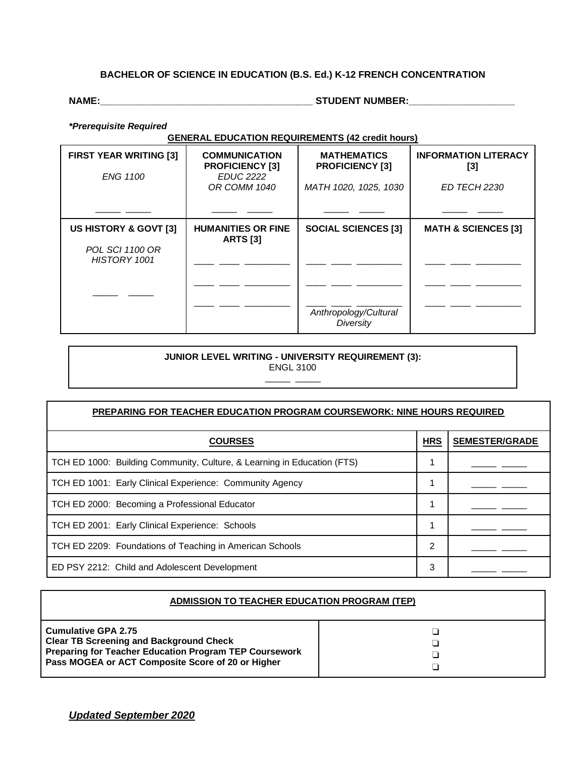# BACHELOR OF SCIENCE IN EDUCATION (B.S. Ed.) K-12 FRENCH CONCENTRATION

**NAME:**_______________________________________ **STUDENT NUMBER:**___________________

***Prerequisite Required**

**GENERAL EDUCATION REQUIREMENTS (42 credit hours)**

| **FIRST YEAR WRITING [3]** | **COMMUNICATION PROFICIENCY [3]** | **MATHEMATICS PROFICIENCY [3]** | **INFORMATION LITERACY [3]** |
|---|---|---|---|
| *ENG 1100*<br><br>_____ _____ | *EDUC 2222 OR COMM 1040*<br><br>_____ _____ | *MATH 1020, 1025, 1030*<br><br>_____ _____ | *ED TECH 2230*<br><br>_____ _____ |
| **US HISTORY & GOVT [3]** | **HUMANITIES OR FINE ARTS [3]** | **SOCIAL SCIENCES [3]** | **MATH & SCIENCES [3]** |
| *POL SCI 1100 OR HISTORY 1001*<br><br>_____ _____ | ____ ____ ________<br>____ ____ ________<br>____ ____ ________ | ____ ____ ________<br>____ ____ ________<br>____ ____ ________<br>*Anthropology/Cultural Diversity* | ____ ____ ________<br>____ ____ ________<br>____ ____ ________ |

**JUNIOR LEVEL WRITING - UNIVERSITY REQUIREMENT (3):**
ENGL 3100
_____ _____

**PREPARING FOR TEACHER EDUCATION PROGRAM COURSEWORK: NINE HOURS REQUIRED**

| **COURSES** | **HRS** | **SEMESTER/GRADE** |
|---|---|---|
| TCH ED 1000: Building Community, Culture, & Learning in Education (FTS) | 1 | _____ _____ |
| TCH ED 1001: Early Clinical Experience: Community Agency | 1 | _____ _____ |
| TCH ED 2000: Becoming a Professional Educator | 1 | _____ _____ |
| TCH ED 2001: Early Clinical Experience: Schools | 1 | _____ _____ |
| TCH ED 2209: Foundations of Teaching in American Schools | 2 | _____ _____ |
| ED PSY 2212: Child and Adolescent Development | 3 | _____ _____ |

**ADMISSION TO TEACHER EDUCATION PROGRAM (TEP)**

| | |
|---|---|
| **Cumulative GPA 2.75** | ❏ |
| **Clear TB Screening and Background Check** | ❏ |
| **Preparing for Teacher Education Program TEP Coursework** | ❏ |
| **Pass MOGEA or ACT Composite Score of 20 or Higher** | ❏ |

***Updated September 2020***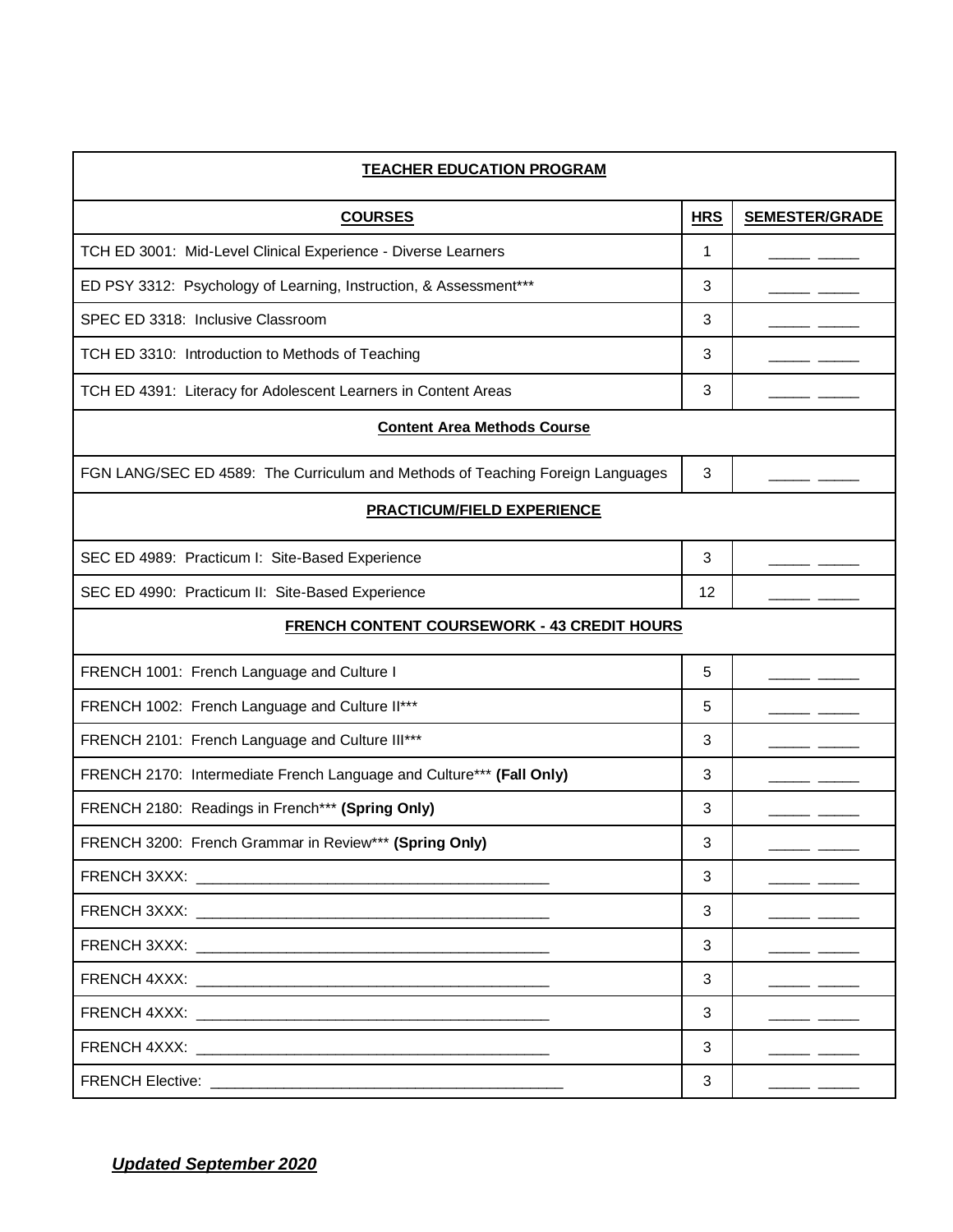| **TEACHER EDUCATION PROGRAM** | | |
|---|---|---|
| **COURSES** | **HRS** | **SEMESTER/GRADE** |
| TCH ED 3001: Mid-Level Clinical Experience - Diverse Learners | 1 | _____ _____ |
| ED PSY 3312: Psychology of Learning, Instruction, & Assessment*** | 3 | _____ _____ |
| SPEC ED 3318: Inclusive Classroom | 3 | _____ _____ |
| TCH ED 3310: Introduction to Methods of Teaching | 3 | _____ _____ |
| TCH ED 4391: Literacy for Adolescent Learners in Content Areas | 3 | _____ _____ |
| **Content Area Methods Course** | | |
| FGN LANG/SEC ED 4589: The Curriculum and Methods of Teaching Foreign Languages | 3 | _____ _____ |
| **PRACTICUM/FIELD EXPERIENCE** | | |
| SEC ED 4989: Practicum I: Site-Based Experience | 3 | _____ _____ |
| SEC ED 4990: Practicum II: Site-Based Experience | 12 | _____ _____ |
| **FRENCH CONTENT COURSEWORK - 43 CREDIT HOURS** | | |
| FRENCH 1001: French Language and Culture I | 5 | _____ _____ |
| FRENCH 1002: French Language and Culture II*** | 5 | _____ _____ |
| FRENCH 2101: French Language and Culture III*** | 3 | _____ _____ |
| FRENCH 2170: Intermediate French Language and Culture*** **(Fall Only)** | 3 | _____ _____ |
| FRENCH 2180: Readings in French*** **(Spring Only)** | 3 | _____ _____ |
| FRENCH 3200: French Grammar in Review*** **(Spring Only)** | 3 | _____ _____ |
| FRENCH 3XXX: ____________________________________________ | 3 | _____ _____ |
| FRENCH 3XXX: ____________________________________________ | 3 | _____ _____ |
| FRENCH 3XXX: ____________________________________________ | 3 | _____ _____ |
| FRENCH 4XXX: ____________________________________________ | 3 | _____ _____ |
| FRENCH 4XXX: ____________________________________________ | 3 | _____ _____ |
| FRENCH 4XXX: ____________________________________________ | 3 | _____ _____ |
| FRENCH Elective: ____________________________________________ | 3 | _____ _____ |

***Updated September 2020***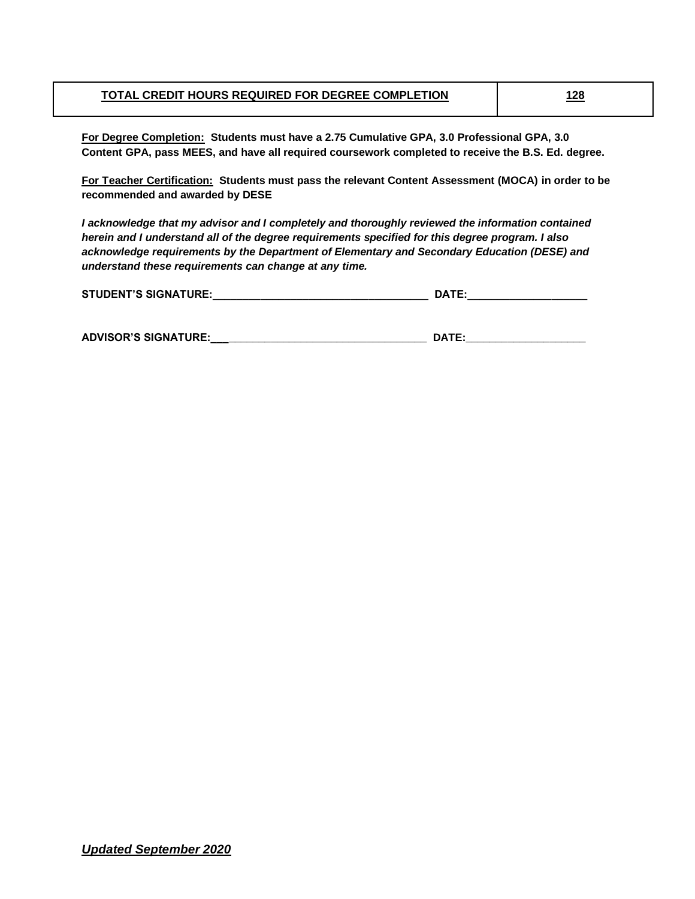| | |
|---|---|
| **TOTAL CREDIT HOURS REQUIRED FOR DEGREE COMPLETION** | **128** |

**For Degree Completion:** **Students must have a 2.75 Cumulative GPA, 3.0 Professional GPA, 3.0 Content GPA, pass MEES, and have all required coursework completed to receive the B.S. Ed. degree.**

**For Teacher Certification:** **Students must pass the relevant Content Assessment (MOCA) in order to be recommended and awarded by DESE**

***I acknowledge that my advisor and I completely and thoroughly reviewed the information contained herein and I understand all of the degree requirements specified for this degree program. I also acknowledge requirements by the Department of Elementary and Secondary Education (DESE) and understand these requirements can change at any time.***

**STUDENT'S SIGNATURE:____________________________________ DATE:____________________**

**ADVISOR'S SIGNATURE:____________________________________ DATE:____________________**

***Updated September 2020***